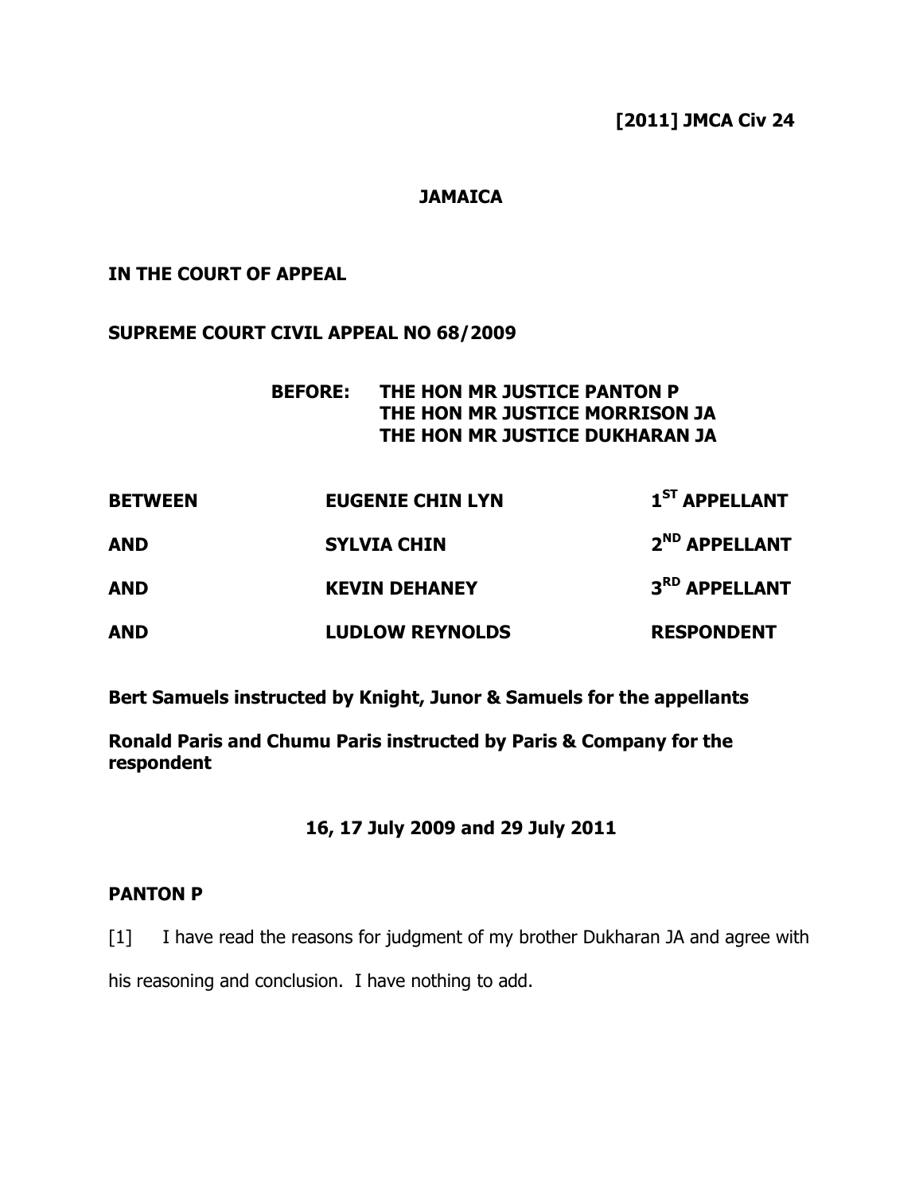**[2011] JMCA Civ 24**

**JAMAICA**

**IN THE COURT OF APPEAL**

**SUPREME COURT CIVIL APPEAL NO 68/2009**

**BEFORE: THE HON MR JUSTICE PANTON P**
**THE HON MR JUSTICE MORRISON JA**
**THE HON MR JUSTICE DUKHARAN JA**

| | | |
|---|---|---|
| **BETWEEN** | **EUGENIE CHIN LYN** | **1ST APPELLANT** |
| **AND** | **SYLVIA CHIN** | **2ND APPELLANT** |
| **AND** | **KEVIN DEHANEY** | **3RD APPELLANT** |
| **AND** | **LUDLOW REYNOLDS** | **RESPONDENT** |

**Bert Samuels instructed by Knight, Junor & Samuels for the appellants**

**Ronald Paris and Chumu Paris instructed by Paris & Company for the respondent**

**16, 17 July 2009 and 29 July 2011**

**PANTON P**

[1] I have read the reasons for judgment of my brother Dukharan JA and agree with his reasoning and conclusion. I have nothing to add.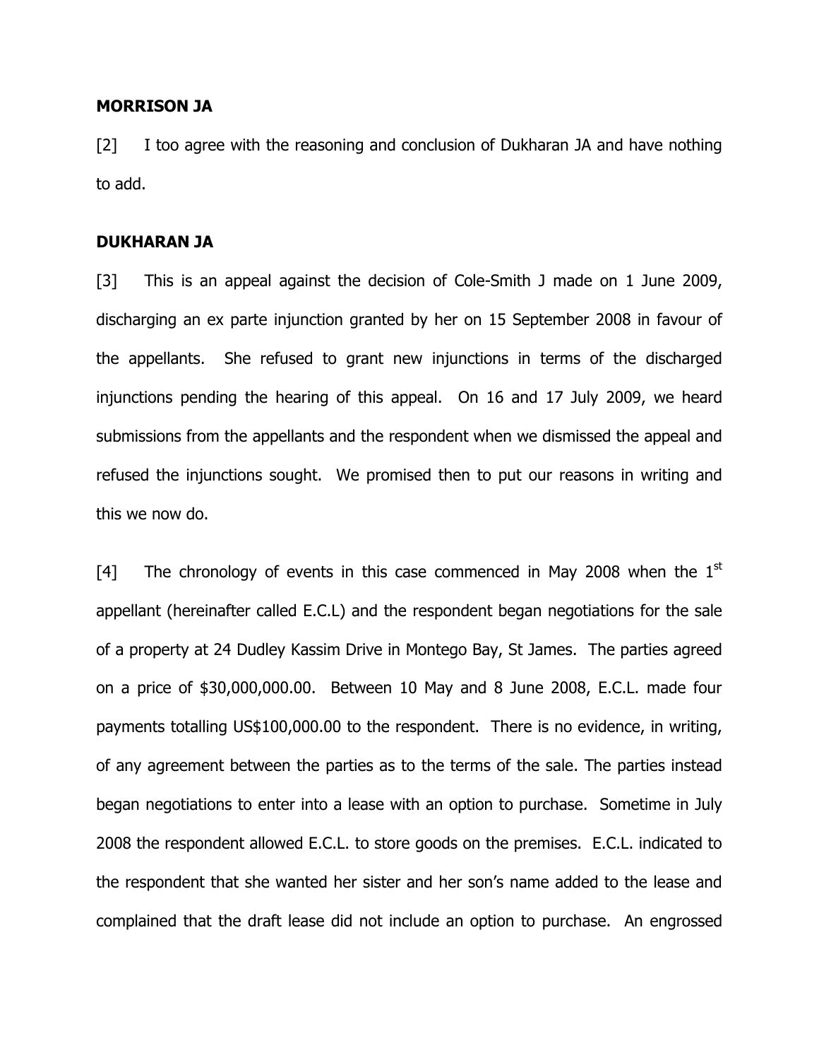**MORRISON JA**

[2] I too agree with the reasoning and conclusion of Dukharan JA and have nothing to add.

**DUKHARAN JA**

[3] This is an appeal against the decision of Cole-Smith J made on 1 June 2009, discharging an ex parte injunction granted by her on 15 September 2008 in favour of the appellants. She refused to grant new injunctions in terms of the discharged injunctions pending the hearing of this appeal. On 16 and 17 July 2009, we heard submissions from the appellants and the respondent when we dismissed the appeal and refused the injunctions sought. We promised then to put our reasons in writing and this we now do.

[4] The chronology of events in this case commenced in May 2008 when the 1st appellant (hereinafter called E.C.L) and the respondent began negotiations for the sale of a property at 24 Dudley Kassim Drive in Montego Bay, St James. The parties agreed on a price of $30,000,000.00. Between 10 May and 8 June 2008, E.C.L. made four payments totalling US$100,000.00 to the respondent. There is no evidence, in writing, of any agreement between the parties as to the terms of the sale. The parties instead began negotiations to enter into a lease with an option to purchase. Sometime in July 2008 the respondent allowed E.C.L. to store goods on the premises. E.C.L. indicated to the respondent that she wanted her sister and her son's name added to the lease and complained that the draft lease did not include an option to purchase. An engrossed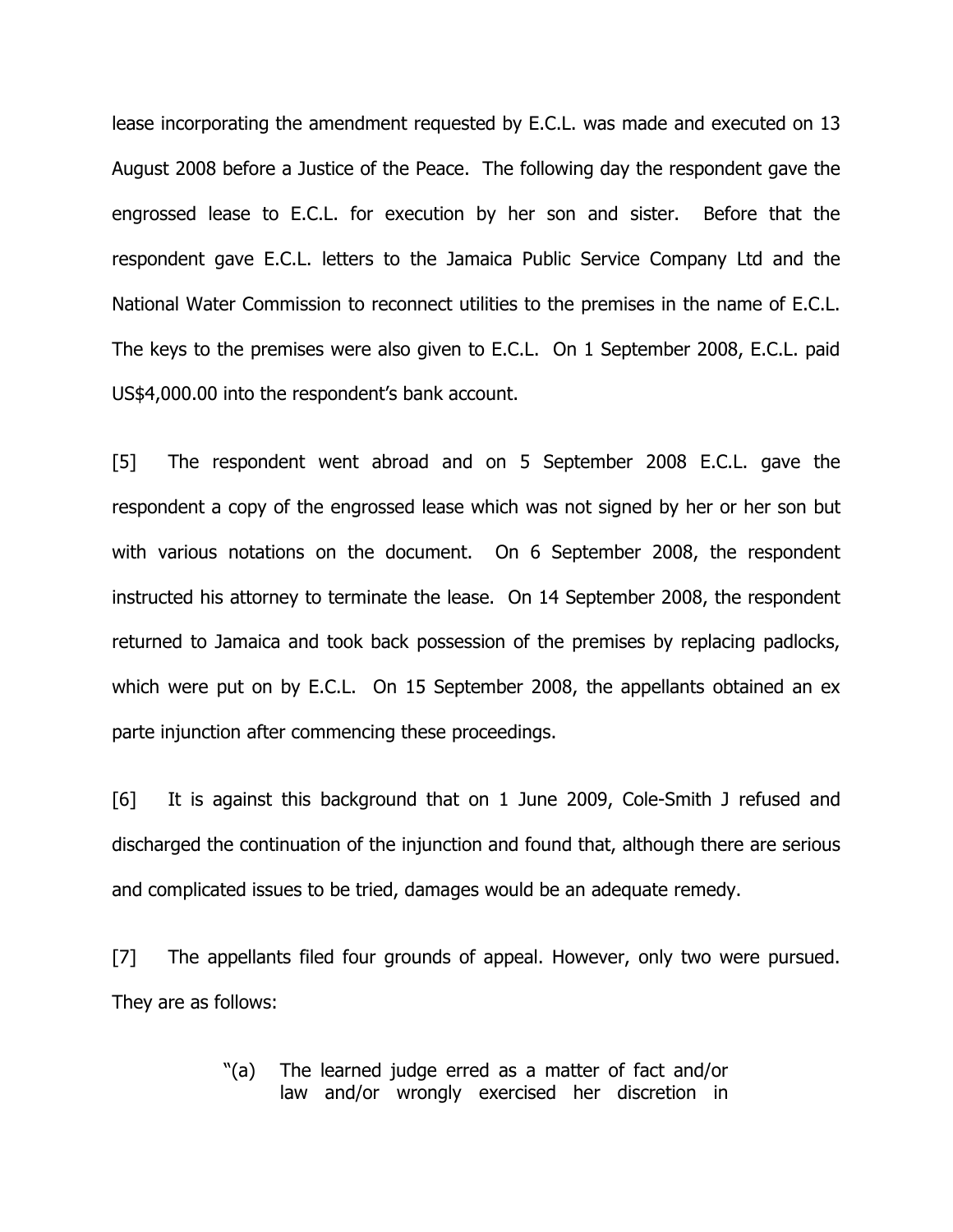lease incorporating the amendment requested by E.C.L. was made and executed on 13 August 2008 before a Justice of the Peace. The following day the respondent gave the engrossed lease to E.C.L. for execution by her son and sister. Before that the respondent gave E.C.L. letters to the Jamaica Public Service Company Ltd and the National Water Commission to reconnect utilities to the premises in the name of E.C.L. The keys to the premises were also given to E.C.L. On 1 September 2008, E.C.L. paid US$4,000.00 into the respondent's bank account.

[5] The respondent went abroad and on 5 September 2008 E.C.L. gave the respondent a copy of the engrossed lease which was not signed by her or her son but with various notations on the document. On 6 September 2008, the respondent instructed his attorney to terminate the lease. On 14 September 2008, the respondent returned to Jamaica and took back possession of the premises by replacing padlocks, which were put on by E.C.L. On 15 September 2008, the appellants obtained an ex parte injunction after commencing these proceedings.

[6] It is against this background that on 1 June 2009, Cole-Smith J refused and discharged the continuation of the injunction and found that, although there are serious and complicated issues to be tried, damages would be an adequate remedy.

[7] The appellants filed four grounds of appeal. However, only two were pursued. They are as follows:

> "(a) The learned judge erred as a matter of fact and/or law and/or wrongly exercised her discretion in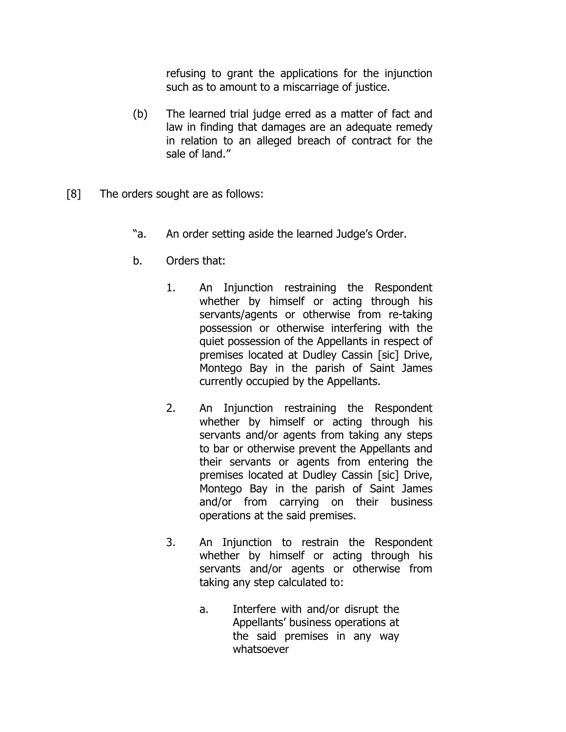refusing to grant the applications for the injunction such as to amount to a miscarriage of justice.

(b) The learned trial judge erred as a matter of fact and law in finding that damages are an adequate remedy in relation to an alleged breach of contract for the sale of land."

[8] The orders sought are as follows:

"a. An order setting aside the learned Judge's Order.

b. Orders that:

1. An Injunction restraining the Respondent whether by himself or acting through his servants/agents or otherwise from re-taking possession or otherwise interfering with the quiet possession of the Appellants in respect of premises located at Dudley Cassin [sic] Drive, Montego Bay in the parish of Saint James currently occupied by the Appellants.

2. An Injunction restraining the Respondent whether by himself or acting through his servants and/or agents from taking any steps to bar or otherwise prevent the Appellants and their servants or agents from entering the premises located at Dudley Cassin [sic] Drive, Montego Bay in the parish of Saint James and/or from carrying on their business operations at the said premises.

3. An Injunction to restrain the Respondent whether by himself or acting through his servants and/or agents or otherwise from taking any step calculated to:

    a. Interfere with and/or disrupt the Appellants' business operations at the said premises in any way whatsoever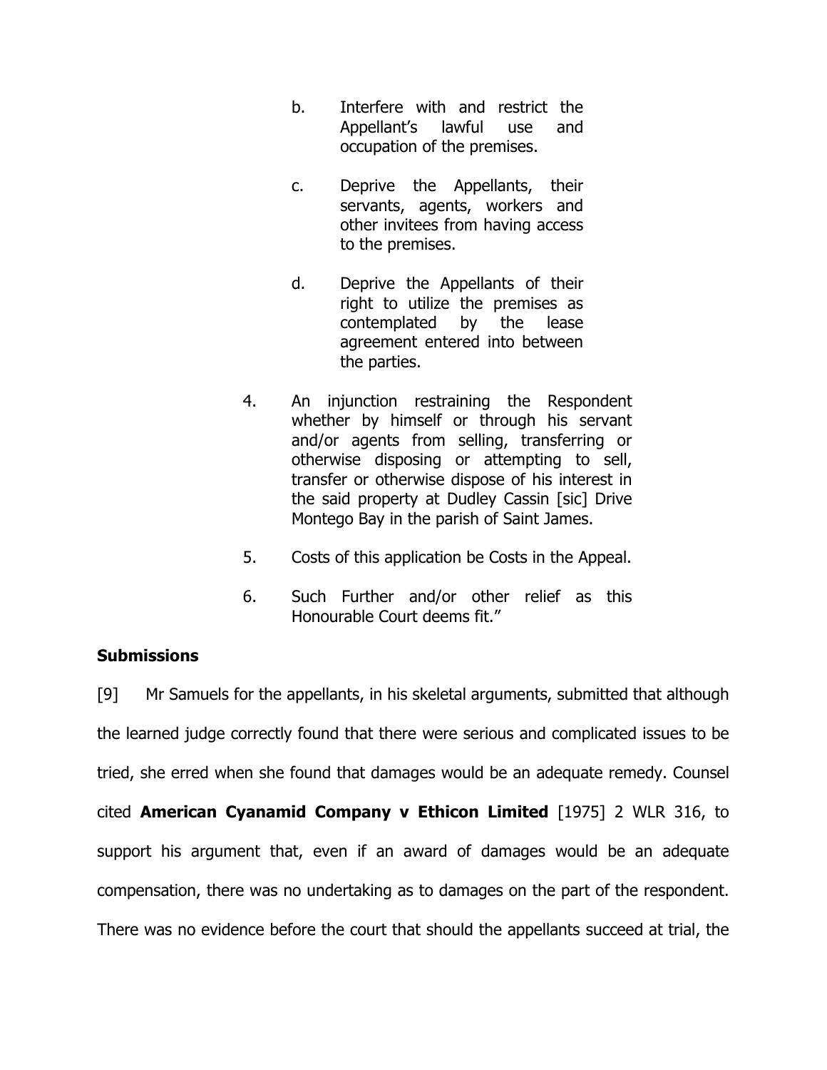b. Interfere with and restrict the Appellant's lawful use and occupation of the premises.

c. Deprive the Appellants, their servants, agents, workers and other invitees from having access to the premises.

d. Deprive the Appellants of their right to utilize the premises as contemplated by the lease agreement entered into between the parties.

4. An injunction restraining the Respondent whether by himself or through his servant and/or agents from selling, transferring or otherwise disposing or attempting to sell, transfer or otherwise dispose of his interest in the said property at Dudley Cassin [sic] Drive Montego Bay in the parish of Saint James.

5. Costs of this application be Costs in the Appeal.

6. Such Further and/or other relief as this Honourable Court deems fit."

## Submissions

[9] Mr Samuels for the appellants, in his skeletal arguments, submitted that although the learned judge correctly found that there were serious and complicated issues to be tried, she erred when she found that damages would be an adequate remedy. Counsel cited **American Cyanamid Company v Ethicon Limited** [1975] 2 WLR 316, to support his argument that, even if an award of damages would be an adequate compensation, there was no undertaking as to damages on the part of the respondent. There was no evidence before the court that should the appellants succeed at trial, the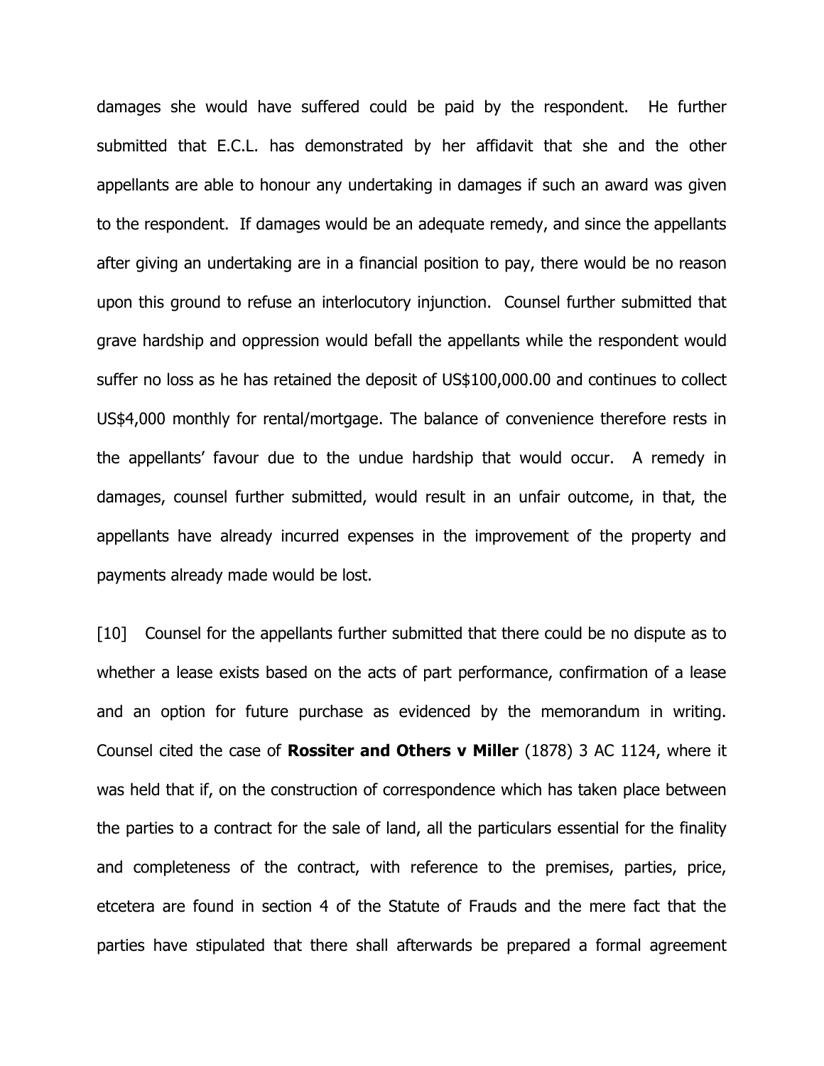damages she would have suffered could be paid by the respondent. He further submitted that E.C.L. has demonstrated by her affidavit that she and the other appellants are able to honour any undertaking in damages if such an award was given to the respondent. If damages would be an adequate remedy, and since the appellants after giving an undertaking are in a financial position to pay, there would be no reason upon this ground to refuse an interlocutory injunction. Counsel further submitted that grave hardship and oppression would befall the appellants while the respondent would suffer no loss as he has retained the deposit of US$100,000.00 and continues to collect US$4,000 monthly for rental/mortgage. The balance of convenience therefore rests in the appellants' favour due to the undue hardship that would occur. A remedy in damages, counsel further submitted, would result in an unfair outcome, in that, the appellants have already incurred expenses in the improvement of the property and payments already made would be lost.

[10] Counsel for the appellants further submitted that there could be no dispute as to whether a lease exists based on the acts of part performance, confirmation of a lease and an option for future purchase as evidenced by the memorandum in writing. Counsel cited the case of **Rossiter and Others v Miller** (1878) 3 AC 1124, where it was held that if, on the construction of correspondence which has taken place between the parties to a contract for the sale of land, all the particulars essential for the finality and completeness of the contract, with reference to the premises, parties, price, etcetera are found in section 4 of the Statute of Frauds and the mere fact that the parties have stipulated that there shall afterwards be prepared a formal agreement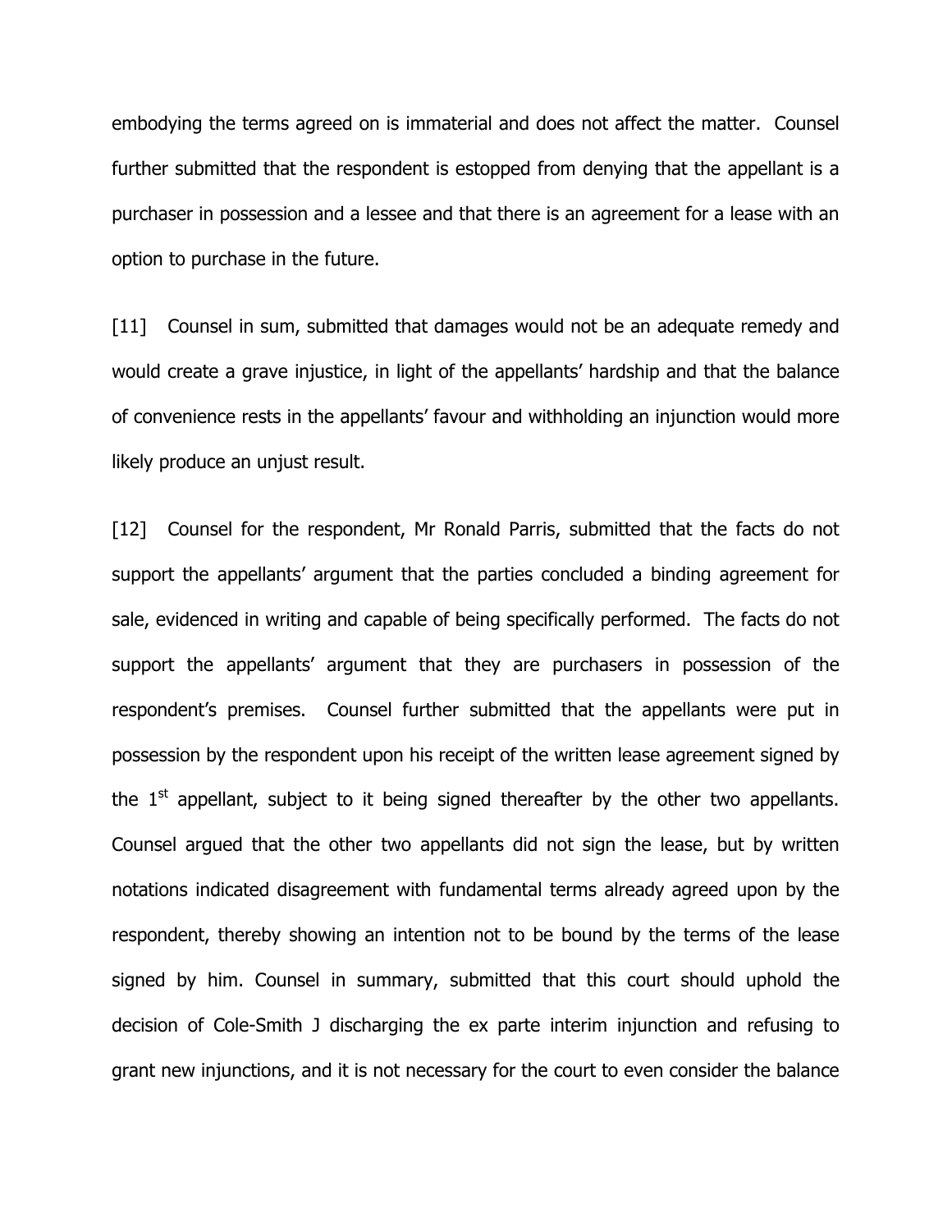embodying the terms agreed on is immaterial and does not affect the matter. Counsel further submitted that the respondent is estopped from denying that the appellant is a purchaser in possession and a lessee and that there is an agreement for a lease with an option to purchase in the future.

[11] Counsel in sum, submitted that damages would not be an adequate remedy and would create a grave injustice, in light of the appellants' hardship and that the balance of convenience rests in the appellants' favour and withholding an injunction would more likely produce an unjust result.

[12] Counsel for the respondent, Mr Ronald Parris, submitted that the facts do not support the appellants' argument that the parties concluded a binding agreement for sale, evidenced in writing and capable of being specifically performed. The facts do not support the appellants' argument that they are purchasers in possession of the respondent's premises. Counsel further submitted that the appellants were put in possession by the respondent upon his receipt of the written lease agreement signed by the 1st appellant, subject to it being signed thereafter by the other two appellants. Counsel argued that the other two appellants did not sign the lease, but by written notations indicated disagreement with fundamental terms already agreed upon by the respondent, thereby showing an intention not to be bound by the terms of the lease signed by him. Counsel in summary, submitted that this court should uphold the decision of Cole-Smith J discharging the ex parte interim injunction and refusing to grant new injunctions, and it is not necessary for the court to even consider the balance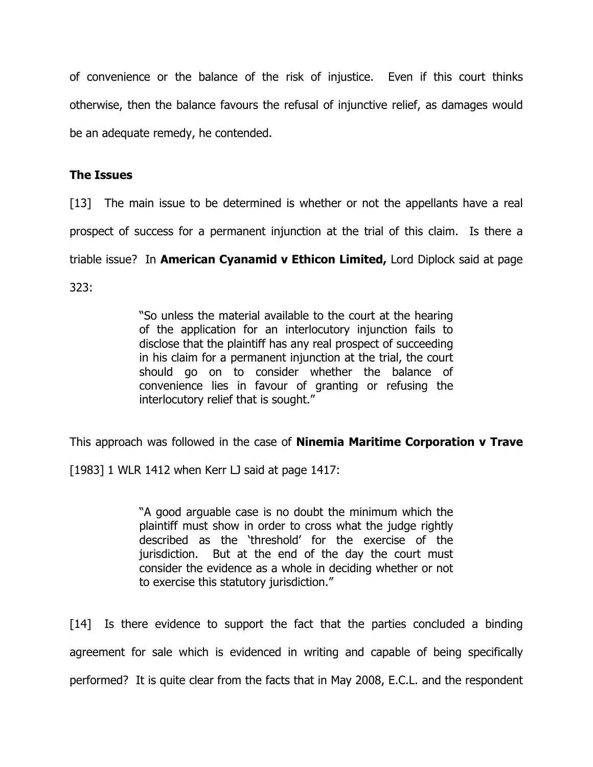of convenience or the balance of the risk of injustice. Even if this court thinks otherwise, then the balance favours the refusal of injunctive relief, as damages would be an adequate remedy, he contended.

**The Issues**

[13] The main issue to be determined is whether or not the appellants have a real prospect of success for a permanent injunction at the trial of this claim. Is there a triable issue? In **American Cyanamid v Ethicon Limited,** Lord Diplock said at page 323:

> "So unless the material available to the court at the hearing of the application for an interlocutory injunction fails to disclose that the plaintiff has any real prospect of succeeding in his claim for a permanent injunction at the trial, the court should go on to consider whether the balance of convenience lies in favour of granting or refusing the interlocutory relief that is sought."

This approach was followed in the case of **Ninemia Maritime Corporation v Trave** [1983] 1 WLR 1412 when Kerr LJ said at page 1417:

> "A good arguable case is no doubt the minimum which the plaintiff must show in order to cross what the judge rightly described as the 'threshold' for the exercise of the jurisdiction. But at the end of the day the court must consider the evidence as a whole in deciding whether or not to exercise this statutory jurisdiction."

[14] Is there evidence to support the fact that the parties concluded a binding agreement for sale which is evidenced in writing and capable of being specifically performed? It is quite clear from the facts that in May 2008, E.C.L. and the respondent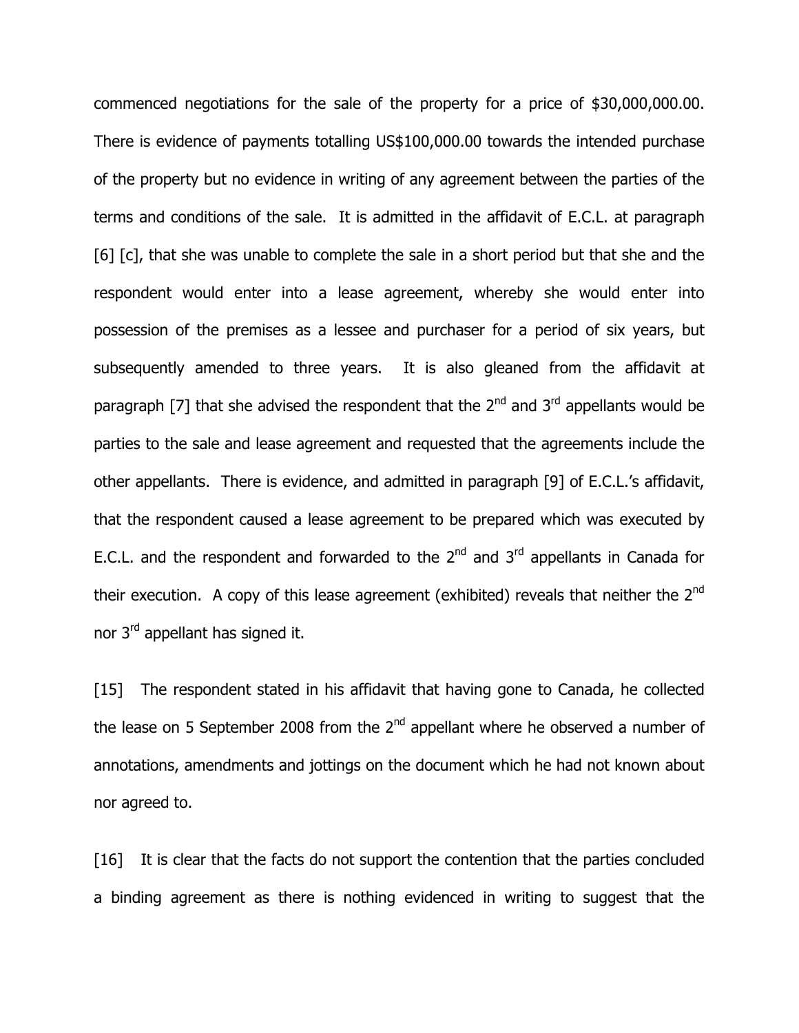commenced negotiations for the sale of the property for a price of $30,000,000.00. There is evidence of payments totalling US$100,000.00 towards the intended purchase of the property but no evidence in writing of any agreement between the parties of the terms and conditions of the sale. It is admitted in the affidavit of E.C.L. at paragraph [6] [c], that she was unable to complete the sale in a short period but that she and the respondent would enter into a lease agreement, whereby she would enter into possession of the premises as a lessee and purchaser for a period of six years, but subsequently amended to three years. It is also gleaned from the affidavit at paragraph [7] that she advised the respondent that the 2nd and 3rd appellants would be parties to the sale and lease agreement and requested that the agreements include the other appellants. There is evidence, and admitted in paragraph [9] of E.C.L.'s affidavit, that the respondent caused a lease agreement to be prepared which was executed by E.C.L. and the respondent and forwarded to the 2nd and 3rd appellants in Canada for their execution. A copy of this lease agreement (exhibited) reveals that neither the 2nd nor 3rd appellant has signed it.

[15] The respondent stated in his affidavit that having gone to Canada, he collected the lease on 5 September 2008 from the 2nd appellant where he observed a number of annotations, amendments and jottings on the document which he had not known about nor agreed to.

[16] It is clear that the facts do not support the contention that the parties concluded a binding agreement as there is nothing evidenced in writing to suggest that the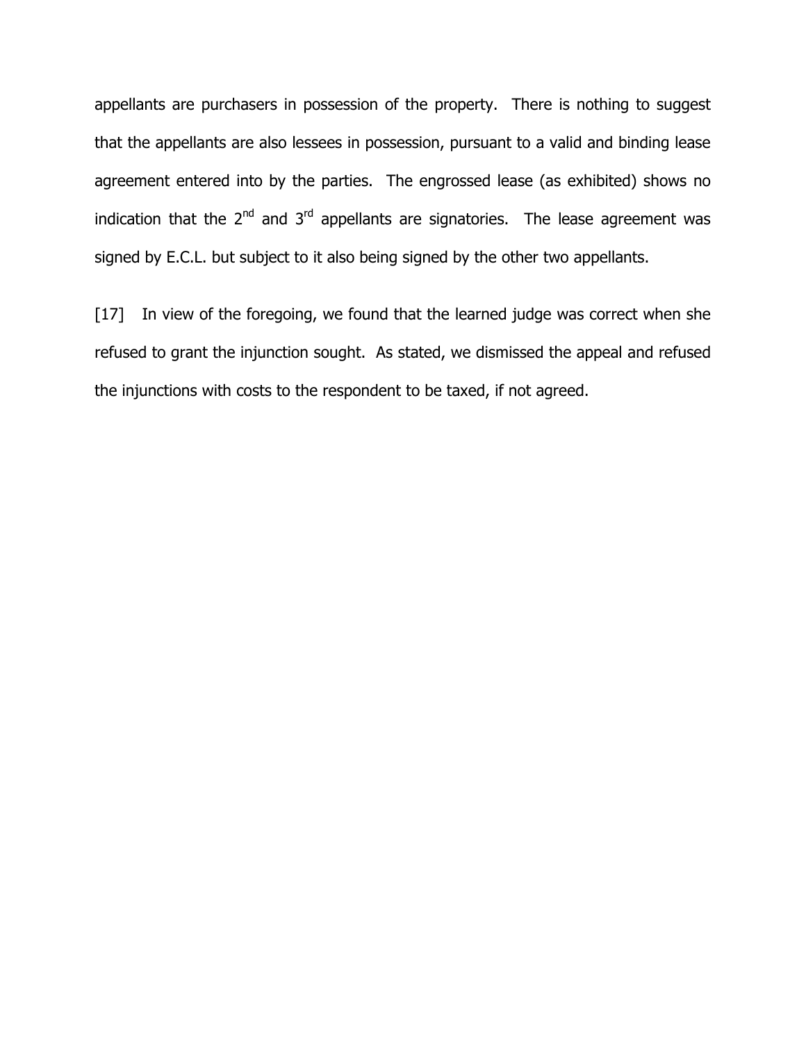appellants are purchasers in possession of the property. There is nothing to suggest that the appellants are also lessees in possession, pursuant to a valid and binding lease agreement entered into by the parties. The engrossed lease (as exhibited) shows no indication that the 2nd and 3rd appellants are signatories. The lease agreement was signed by E.C.L. but subject to it also being signed by the other two appellants.

[17] In view of the foregoing, we found that the learned judge was correct when she refused to grant the injunction sought. As stated, we dismissed the appeal and refused the injunctions with costs to the respondent to be taxed, if not agreed.